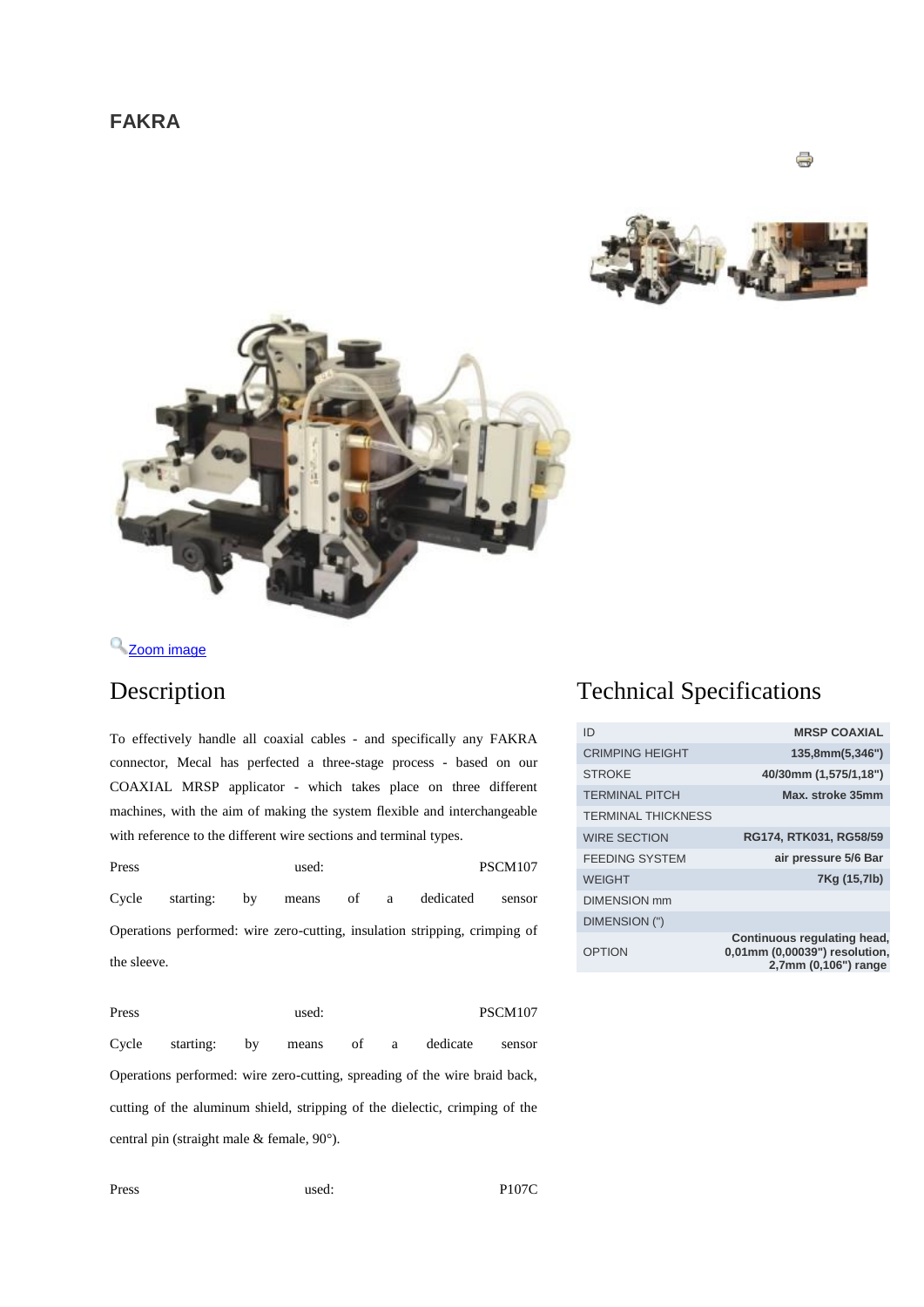# FAKRA

Zoom image

## Description

To effectively handle all coaxial cables - and specifically any FAKRA connector, Mecal has perfected a three-stage process - based on our COAXIAL MRSP applicator - which takes place on three different machines, with the aim of making the system flexible and interchangeable with reference to the different wire sections and terminal types.

Press used: PSCM107

Cycle starting: by means of a dedicated sensor

Operations performed: wire zero-cutting, insulation stripping, crimping of the sleeve.

Press used: PSCM107

Cycle starting: by means of a dedicate sensor

Operations performed: wire zero-cutting, spreading of the wire braid back, cutting of the aluminum shield, stripping of the dielectic, crimping of the central pin (straight male & female, 90°).

Press used: P107C

## Technical Specifications

| ID | MRSP COAXIAL |
|---|---|
| CRIMPING HEIGHT | 135,8mm(5,346") |
| STROKE | 40/30mm (1,575/1,18") |
| TERMINAL PITCH | Max. stroke 35mm |
| TERMINAL THICKNESS | |
| WIRE SECTION | RG174, RTK031, RG58/59 |
| FEEDING SYSTEM | air pressure 5/6 Bar |
| WEIGHT | 7Kg (15,7lb) |
| DIMENSION mm | |
| DIMENSION (") | |
| OPTION | Continuous regulating head, 0,01mm (0,00039") resolution, 2,7mm (0,106") range |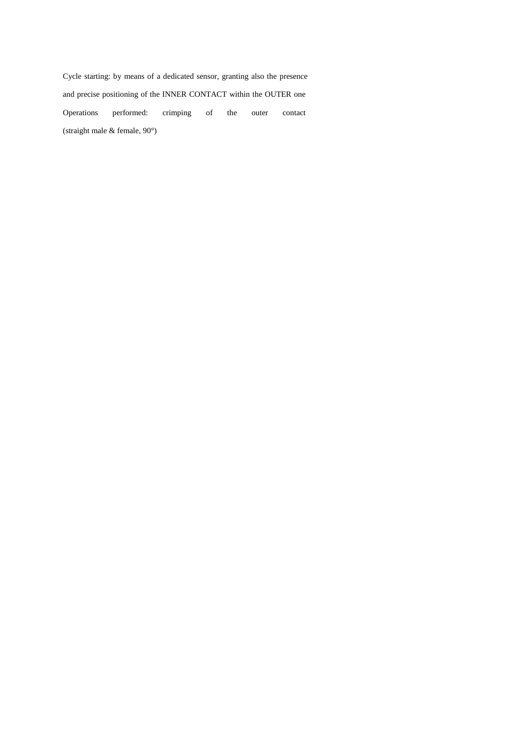Cycle starting: by means of a dedicated sensor, granting also the presence and precise positioning of the INNER CONTACT within the OUTER one

Operations performed: crimping of the outer contact (straight male & female, 90°)